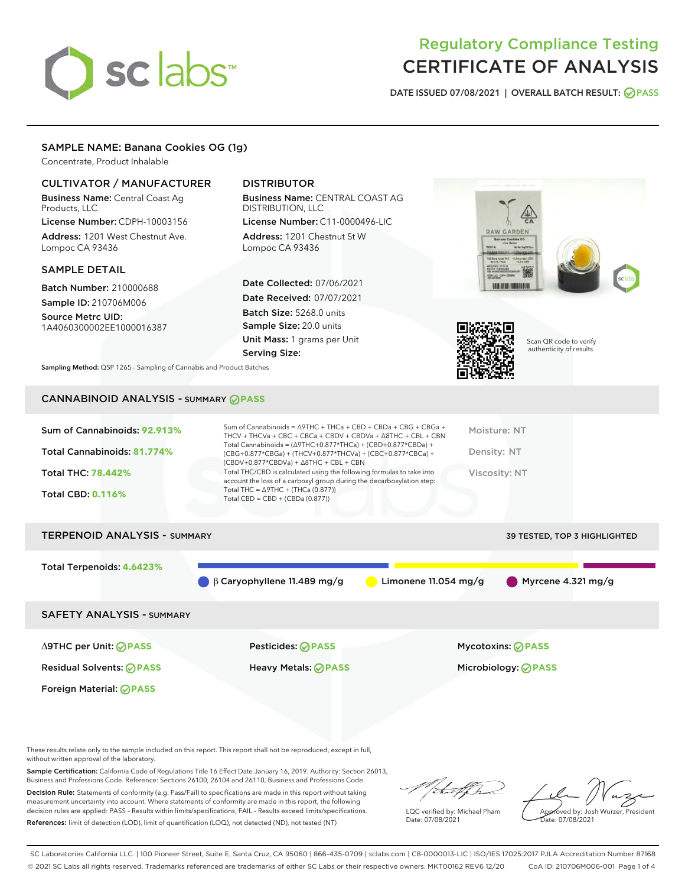# Regulatory Compliance Testing
# CERTIFICATE OF ANALYSIS

DATE ISSUED 07/08/2021 | OVERALL BATCH RESULT: PASS

## SAMPLE NAME: Banana Cookies OG (1g)

Concentrate, Product Inhalable

### CULTIVATOR / MANUFACTURER

**Business Name:** Central Coast Ag Products, LLC

**License Number:** CDPH-10003156

**Address:** 1201 West Chestnut Ave. Lompoc CA 93436

### DISTRIBUTOR

**Business Name:** CENTRAL COAST AG DISTRIBUTION, LLC

**License Number:** C11-0000496-LIC

**Address:** 1201 Chestnut St W Lompoc CA 93436

### SAMPLE DETAIL

**Batch Number:** 210000688

**Sample ID:** 210706M006

**Source Metrc UID:** 1A4060300002EE1000016387

**Date Collected:** 07/06/2021

**Date Received:** 07/07/2021

**Batch Size:** 5268.0 units

**Sample Size:** 20.0 units

**Unit Mass:** 1 grams per Unit

**Serving Size:**

Scan QR code to verify authenticity of results.

**Sampling Method:** QSP 1265 - Sampling of Cannabis and Product Batches

## CANNABINOID ANALYSIS - SUMMARY PASS

**Sum of Cannabinoids:** 92.913%

**Total Cannabinoids:** 81.774%

**Total THC:** 78.442%

**Total CBD:** 0.116%

Sum of Cannabinoids = Δ9THC + THCa + CBD + CBDa + CBG + CBGa + THCV + THCVa + CBC + CBCa + CBDV + CBDVa + Δ8THC + CBL + CBN

Total Cannabinoids = (Δ9THC+0.877*THCa) + (CBD+0.877*CBDa) + (CBG+0.877*CBGa) + (THCV+0.877*THCVa) + (CBC+0.877*CBCa) + (CBDV+0.877*CBDVa) + Δ8THC + CBL + CBN

Total THC/CBD is calculated using the following formulas to take into account the loss of a carboxyl group during the decarboxylation step:

Total THC = Δ9THC + (THCa (0.877))

Total CBD = CBD + (CBDa (0.877))

Moisture: NT

Density: NT

Viscosity: NT

## TERPENOID ANALYSIS - SUMMARY

39 TESTED, TOP 3 HIGHLIGHTED

**Total Terpenoids:** 4.6423%

β Caryophyllene 11.489 mg/g | Limonene 11.054 mg/g | Myrcene 4.321 mg/g

## SAFETY ANALYSIS - SUMMARY

| | | |
|---|---|---|
| Δ9THC per Unit: PASS | Pesticides: PASS | Mycotoxins: PASS |
| Residual Solvents: PASS | Heavy Metals: PASS | Microbiology: PASS |
| Foreign Material: PASS | | |

These results relate only to the sample included on this report. This report shall not be reproduced, except in full, without written approval of the laboratory.

**Sample Certification:** California Code of Regulations Title 16 Effect Date January 16, 2019. Authority: Section 26013, Business and Professions Code. Reference: Sections 26100, 26104 and 26110, Business and Professions Code.

**Decision Rule:** Statements of conformity (e.g. Pass/Fail) to specifications are made in this report without taking measurement uncertainty into account. Where statements of conformity are made in this report, the following decision rules are applied: PASS – Results within limits/specifications, FAIL – Results exceed limits/specifications.

**References:** limit of detection (LOD), limit of quantification (LOQ), not detected (ND), not tested (NT)

LQC verified by: Michael Pham
Date: 07/08/2021

Approved by: Josh Wurzer, President
Date: 07/08/2021

SC Laboratories California LLC. | 100 Pioneer Street, Suite E, Santa Cruz, CA 95060 | 866-435-0709 | sclabs.com | C8-0000013-LIC | ISO/IES 17025:2017 PJLA Accreditation Number 87168
© 2021 SC Labs all rights reserved. Trademarks referenced are trademarks of either SC Labs or their respective owners. MKT00162 REV6 12/20 CoA ID: 210706M006-001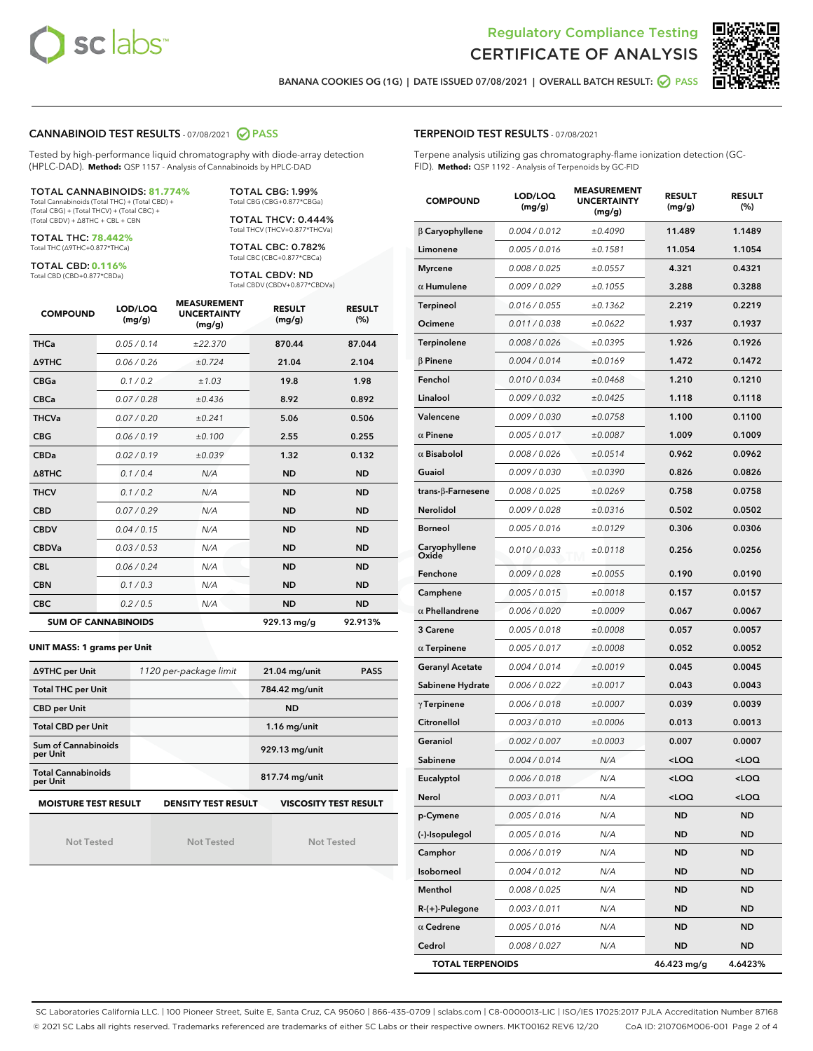# Regulatory Compliance Testing
# CERTIFICATE OF ANALYSIS

BANANA COOKIES OG (1G) | DATE ISSUED 07/08/2021 | OVERALL BATCH RESULT: PASS

## CANNABINOID TEST RESULTS - 07/08/2021 PASS

Tested by high-performance liquid chromatography with diode-array detection (HPLC-DAD). **Method:** QSP 1157 - Analysis of Cannabinoids by HPLC-DAD

**TOTAL CANNABINOIDS: 81.774%**
Total Cannabinoids (Total THC) + (Total CBD) + (Total CBG) + (Total THCV) + (Total CBC) + (Total CBDV) + Δ8THC + CBL + CBN

**TOTAL THC: 78.442%**
Total THC (Δ9THC+0.877*THCa)

**TOTAL CBD: 0.116%**
Total CBD (CBD+0.877*CBDa)

**TOTAL CBG: 1.99%**
Total CBG (CBG+0.877*CBGa)

**TOTAL THCV: 0.444%**
Total THCV (THCV+0.877*THCVa)

**TOTAL CBC: 0.782%**
Total CBC (CBC+0.877*CBCa)

**TOTAL CBDV: ND**
Total CBDV (CBDV+0.877*CBDVa)

| COMPOUND | LOD/LOQ (mg/g) | MEASUREMENT UNCERTAINTY (mg/g) | RESULT (mg/g) | RESULT (%) |
|---|---|---|---|---|
| THCa | 0.05 / 0.14 | ±22.370 | 870.44 | 87.044 |
| Δ9THC | 0.06 / 0.26 | ±0.724 | 21.04 | 2.104 |
| CBGa | 0.1 / 0.2 | ±1.03 | 19.8 | 1.98 |
| CBCa | 0.07 / 0.28 | ±0.436 | 8.92 | 0.892 |
| THCVa | 0.07 / 0.20 | ±0.241 | 5.06 | 0.506 |
| CBG | 0.06 / 0.19 | ±0.100 | 2.55 | 0.255 |
| CBDa | 0.02 / 0.19 | ±0.039 | 1.32 | 0.132 |
| Δ8THC | 0.1 / 0.4 | N/A | ND | ND |
| THCV | 0.1 / 0.2 | N/A | ND | ND |
| CBD | 0.07 / 0.29 | N/A | ND | ND |
| CBDV | 0.04 / 0.15 | N/A | ND | ND |
| CBDVa | 0.03 / 0.53 | N/A | ND | ND |
| CBL | 0.06 / 0.24 | N/A | ND | ND |
| CBN | 0.1 / 0.3 | N/A | ND | ND |
| CBC | 0.2 / 0.5 | N/A | ND | ND |
| **SUM OF CANNABINOIDS** | | | 929.13 mg/g | 92.913% |

**UNIT MASS: 1 grams per Unit**

| | | | |
|---|---|---|---|
| Δ9THC per Unit | 1120 per-package limit | 21.04 mg/unit | PASS |
| Total THC per Unit | | 784.42 mg/unit | |
| CBD per Unit | | ND | |
| Total CBD per Unit | | 1.16 mg/unit | |
| Sum of Cannabinoids per Unit | | 929.13 mg/unit | |
| Total Cannabinoids per Unit | | 817.74 mg/unit | |

| MOISTURE TEST RESULT | DENSITY TEST RESULT | VISCOSITY TEST RESULT |
|---|---|---|
| Not Tested | Not Tested | Not Tested |

## TERPENOID TEST RESULTS - 07/08/2021

Terpene analysis utilizing gas chromatography-flame ionization detection (GC-FID). **Method:** QSP 1192 - Analysis of Terpenoids by GC-FID

| COMPOUND | LOD/LOQ (mg/g) | MEASUREMENT UNCERTAINTY (mg/g) | RESULT (mg/g) | RESULT (%) |
|---|---|---|---|---|
| β Caryophyllene | 0.004 / 0.012 | ±0.4090 | 11.489 | 1.1489 |
| Limonene | 0.005 / 0.016 | ±0.1581 | 11.054 | 1.1054 |
| Myrcene | 0.008 / 0.025 | ±0.0557 | 4.321 | 0.4321 |
| α Humulene | 0.009 / 0.029 | ±0.1055 | 3.288 | 0.3288 |
| Terpineol | 0.016 / 0.055 | ±0.1362 | 2.219 | 0.2219 |
| Ocimene | 0.011 / 0.038 | ±0.0622 | 1.937 | 0.1937 |
| Terpinolene | 0.008 / 0.026 | ±0.0395 | 1.926 | 0.1926 |
| β Pinene | 0.004 / 0.014 | ±0.0169 | 1.472 | 0.1472 |
| Fenchol | 0.010 / 0.034 | ±0.0468 | 1.210 | 0.1210 |
| Linalool | 0.009 / 0.032 | ±0.0425 | 1.118 | 0.1118 |
| Valencene | 0.009 / 0.030 | ±0.0758 | 1.100 | 0.1100 |
| α Pinene | 0.005 / 0.017 | ±0.0087 | 1.009 | 0.1009 |
| α Bisabolol | 0.008 / 0.026 | ±0.0514 | 0.962 | 0.0962 |
| Guaiol | 0.009 / 0.030 | ±0.0390 | 0.826 | 0.0826 |
| trans-β-Farnesene | 0.008 / 0.025 | ±0.0269 | 0.758 | 0.0758 |
| Nerolidol | 0.009 / 0.028 | ±0.0316 | 0.502 | 0.0502 |
| Borneol | 0.005 / 0.016 | ±0.0129 | 0.306 | 0.0306 |
| Caryophyllene Oxide | 0.010 / 0.033 | ±0.0118 | 0.256 | 0.0256 |
| Fenchone | 0.009 / 0.028 | ±0.0055 | 0.190 | 0.0190 |
| Camphene | 0.005 / 0.015 | ±0.0018 | 0.157 | 0.0157 |
| α Phellandrene | 0.006 / 0.020 | ±0.0009 | 0.067 | 0.0067 |
| 3 Carene | 0.005 / 0.018 | ±0.0008 | 0.057 | 0.0057 |
| α Terpinene | 0.005 / 0.017 | ±0.0008 | 0.052 | 0.0052 |
| Geranyl Acetate | 0.004 / 0.014 | ±0.0019 | 0.045 | 0.0045 |
| Sabinene Hydrate | 0.006 / 0.022 | ±0.0017 | 0.043 | 0.0043 |
| γ Terpinene | 0.006 / 0.018 | ±0.0007 | 0.039 | 0.0039 |
| Citronellol | 0.003 / 0.010 | ±0.0006 | 0.013 | 0.0013 |
| Geraniol | 0.002 / 0.007 | ±0.0003 | 0.007 | 0.0007 |
| Sabinene | 0.004 / 0.014 | N/A | <LOQ | <LOQ |
| Eucalyptol | 0.006 / 0.018 | N/A | <LOQ | <LOQ |
| Nerol | 0.003 / 0.011 | N/A | <LOQ | <LOQ |
| p-Cymene | 0.005 / 0.016 | N/A | ND | ND |
| (-)-Isopulegol | 0.005 / 0.016 | N/A | ND | ND |
| Camphor | 0.006 / 0.019 | N/A | ND | ND |
| Isoborneol | 0.004 / 0.012 | N/A | ND | ND |
| Menthol | 0.008 / 0.025 | N/A | ND | ND |
| R-(+)-Pulegone | 0.003 / 0.011 | N/A | ND | ND |
| α Cedrene | 0.005 / 0.016 | N/A | ND | ND |
| Cedrol | 0.008 / 0.027 | N/A | ND | ND |
| **TOTAL TERPENOIDS** | | | 46.423 mg/g | 4.6423% |

SC Laboratories California LLC. | 100 Pioneer Street, Suite E, Santa Cruz, CA 95060 | 866-435-0709 | sclabs.com | C8-0000013-LIC | ISO/IES 17025:2017 PJLA Accreditation Number 87168
© 2021 SC Labs all rights reserved. Trademarks referenced are trademarks of either SC Labs or their respective owners. MKT00162 REV6 12/20 CoA ID: 210706M006-001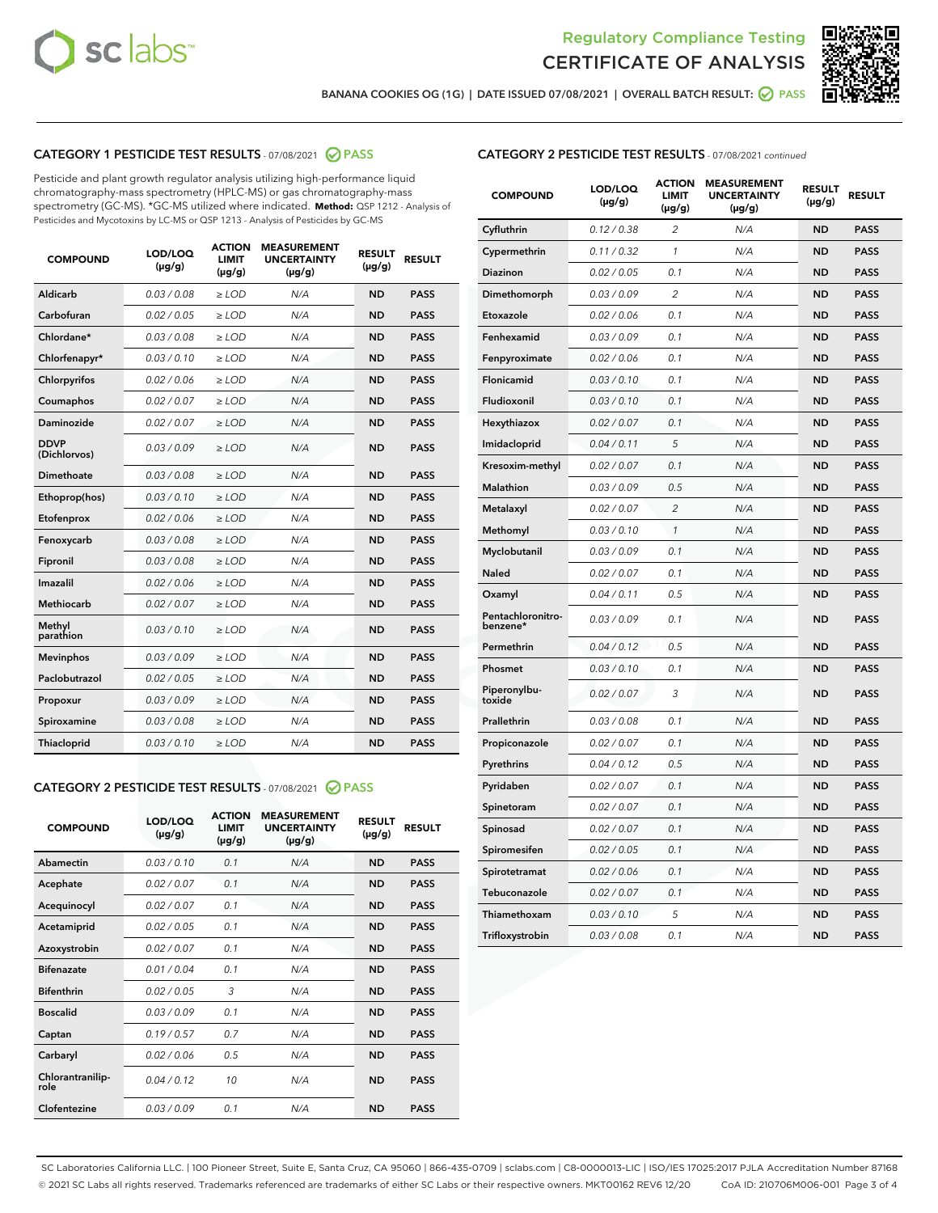Regulatory Compliance Testing

# CERTIFICATE OF ANALYSIS

BANANA COOKIES OG (1G) | DATE ISSUED 07/08/2021 | OVERALL BATCH RESULT: PASS

## CATEGORY 1 PESTICIDE TEST RESULTS - 07/08/2021 PASS

Pesticide and plant growth regulator analysis utilizing high-performance liquid chromatography-mass spectrometry (HPLC-MS) or gas chromatography-mass spectrometry (GC-MS). *GC-MS utilized where indicated. **Method:** QSP 1212 - Analysis of Pesticides and Mycotoxins by LC-MS or QSP 1213 - Analysis of Pesticides by GC-MS

| COMPOUND | LOD/LOQ (µg/g) | ACTION LIMIT (µg/g) | MEASUREMENT UNCERTAINTY (µg/g) | RESULT (µg/g) | RESULT |
|---|---|---|---|---|---|
| Aldicarb | 0.03 / 0.08 | ≥ LOD | N/A | ND | PASS |
| Carbofuran | 0.02 / 0.05 | ≥ LOD | N/A | ND | PASS |
| Chlordane* | 0.03 / 0.08 | ≥ LOD | N/A | ND | PASS |
| Chlorfenapyr* | 0.03 / 0.10 | ≥ LOD | N/A | ND | PASS |
| Chlorpyrifos | 0.02 / 0.06 | ≥ LOD | N/A | ND | PASS |
| Coumaphos | 0.02 / 0.07 | ≥ LOD | N/A | ND | PASS |
| Daminozide | 0.02 / 0.07 | ≥ LOD | N/A | ND | PASS |
| DDVP (Dichlorvos) | 0.03 / 0.09 | ≥ LOD | N/A | ND | PASS |
| Dimethoate | 0.03 / 0.08 | ≥ LOD | N/A | ND | PASS |
| Ethoprop(hos) | 0.03 / 0.10 | ≥ LOD | N/A | ND | PASS |
| Etofenprox | 0.02 / 0.06 | ≥ LOD | N/A | ND | PASS |
| Fenoxycarb | 0.03 / 0.08 | ≥ LOD | N/A | ND | PASS |
| Fipronil | 0.03 / 0.08 | ≥ LOD | N/A | ND | PASS |
| Imazalil | 0.02 / 0.06 | ≥ LOD | N/A | ND | PASS |
| Methiocarb | 0.02 / 0.07 | ≥ LOD | N/A | ND | PASS |
| Methyl parathion | 0.03 / 0.10 | ≥ LOD | N/A | ND | PASS |
| Mevinphos | 0.03 / 0.09 | ≥ LOD | N/A | ND | PASS |
| Paclobutrazol | 0.02 / 0.05 | ≥ LOD | N/A | ND | PASS |
| Propoxur | 0.03 / 0.09 | ≥ LOD | N/A | ND | PASS |
| Spiroxamine | 0.03 / 0.08 | ≥ LOD | N/A | ND | PASS |
| Thiacloprid | 0.03 / 0.10 | ≥ LOD | N/A | ND | PASS |

## CATEGORY 2 PESTICIDE TEST RESULTS - 07/08/2021 PASS

| COMPOUND | LOD/LOQ (µg/g) | ACTION LIMIT (µg/g) | MEASUREMENT UNCERTAINTY (µg/g) | RESULT (µg/g) | RESULT |
|---|---|---|---|---|---|
| Abamectin | 0.03 / 0.10 | 0.1 | N/A | ND | PASS |
| Acephate | 0.02 / 0.07 | 0.1 | N/A | ND | PASS |
| Acequinocyl | 0.02 / 0.07 | 0.1 | N/A | ND | PASS |
| Acetamiprid | 0.02 / 0.05 | 0.1 | N/A | ND | PASS |
| Azoxystrobin | 0.02 / 0.07 | 0.1 | N/A | ND | PASS |
| Bifenazate | 0.01 / 0.04 | 0.1 | N/A | ND | PASS |
| Bifenthrin | 0.02 / 0.05 | 3 | N/A | ND | PASS |
| Boscalid | 0.03 / 0.09 | 0.1 | N/A | ND | PASS |
| Captan | 0.19 / 0.57 | 0.7 | N/A | ND | PASS |
| Carbaryl | 0.02 / 0.06 | 0.5 | N/A | ND | PASS |
| Chlorantraniliprole | 0.04 / 0.12 | 10 | N/A | ND | PASS |
| Clofentezine | 0.03 / 0.09 | 0.1 | N/A | ND | PASS |
| Cyfluthrin | 0.12 / 0.38 | 2 | N/A | ND | PASS |
| Cypermethrin | 0.11 / 0.32 | 1 | N/A | ND | PASS |
| Diazinon | 0.02 / 0.05 | 0.1 | N/A | ND | PASS |
| Dimethomorph | 0.03 / 0.09 | 2 | N/A | ND | PASS |
| Etoxazole | 0.02 / 0.06 | 0.1 | N/A | ND | PASS |
| Fenhexamid | 0.03 / 0.09 | 0.1 | N/A | ND | PASS |
| Fenpyroximate | 0.02 / 0.06 | 0.1 | N/A | ND | PASS |
| Flonicamid | 0.03 / 0.10 | 0.1 | N/A | ND | PASS |
| Fludioxonil | 0.03 / 0.10 | 0.1 | N/A | ND | PASS |
| Hexythiazox | 0.02 / 0.07 | 0.1 | N/A | ND | PASS |
| Imidacloprid | 0.04 / 0.11 | 5 | N/A | ND | PASS |
| Kresoxim-methyl | 0.02 / 0.07 | 0.1 | N/A | ND | PASS |
| Malathion | 0.03 / 0.09 | 0.5 | N/A | ND | PASS |
| Metalaxyl | 0.02 / 0.07 | 2 | N/A | ND | PASS |
| Methomyl | 0.03 / 0.10 | 1 | N/A | ND | PASS |
| Myclobutanil | 0.03 / 0.09 | 0.1 | N/A | ND | PASS |
| Naled | 0.02 / 0.07 | 0.1 | N/A | ND | PASS |
| Oxamyl | 0.04 / 0.11 | 0.5 | N/A | ND | PASS |
| Pentachloronitrobenzene* | 0.03 / 0.09 | 0.1 | N/A | ND | PASS |
| Permethrin | 0.04 / 0.12 | 0.5 | N/A | ND | PASS |
| Phosmet | 0.03 / 0.10 | 0.1 | N/A | ND | PASS |
| Piperonylbutoxide | 0.02 / 0.07 | 3 | N/A | ND | PASS |
| Prallethrin | 0.03 / 0.08 | 0.1 | N/A | ND | PASS |
| Propiconazole | 0.02 / 0.07 | 0.1 | N/A | ND | PASS |
| Pyrethrins | 0.04 / 0.12 | 0.5 | N/A | ND | PASS |
| Pyridaben | 0.02 / 0.07 | 0.1 | N/A | ND | PASS |
| Spinetoram | 0.02 / 0.07 | 0.1 | N/A | ND | PASS |
| Spinosad | 0.02 / 0.07 | 0.1 | N/A | ND | PASS |
| Spiromesifen | 0.02 / 0.05 | 0.1 | N/A | ND | PASS |
| Spirotetramat | 0.02 / 0.06 | 0.1 | N/A | ND | PASS |
| Tebuconazole | 0.02 / 0.07 | 0.1 | N/A | ND | PASS |
| Thiamethoxam | 0.03 / 0.10 | 5 | N/A | ND | PASS |
| Trifloxystrobin | 0.03 / 0.08 | 0.1 | N/A | ND | PASS |

SC Laboratories California LLC. | 100 Pioneer Street, Suite E, Santa Cruz, CA 95060 | 866-435-0709 | sclabs.com | C8-0000013-LIC | ISO/IES 17025:2017 PJLA Accreditation Number 87168
© 2021 SC Labs all rights reserved. Trademarks referenced are trademarks of either SC Labs or their respective owners. MKT00162 REV6 12/20 CoA ID: 210706M006-001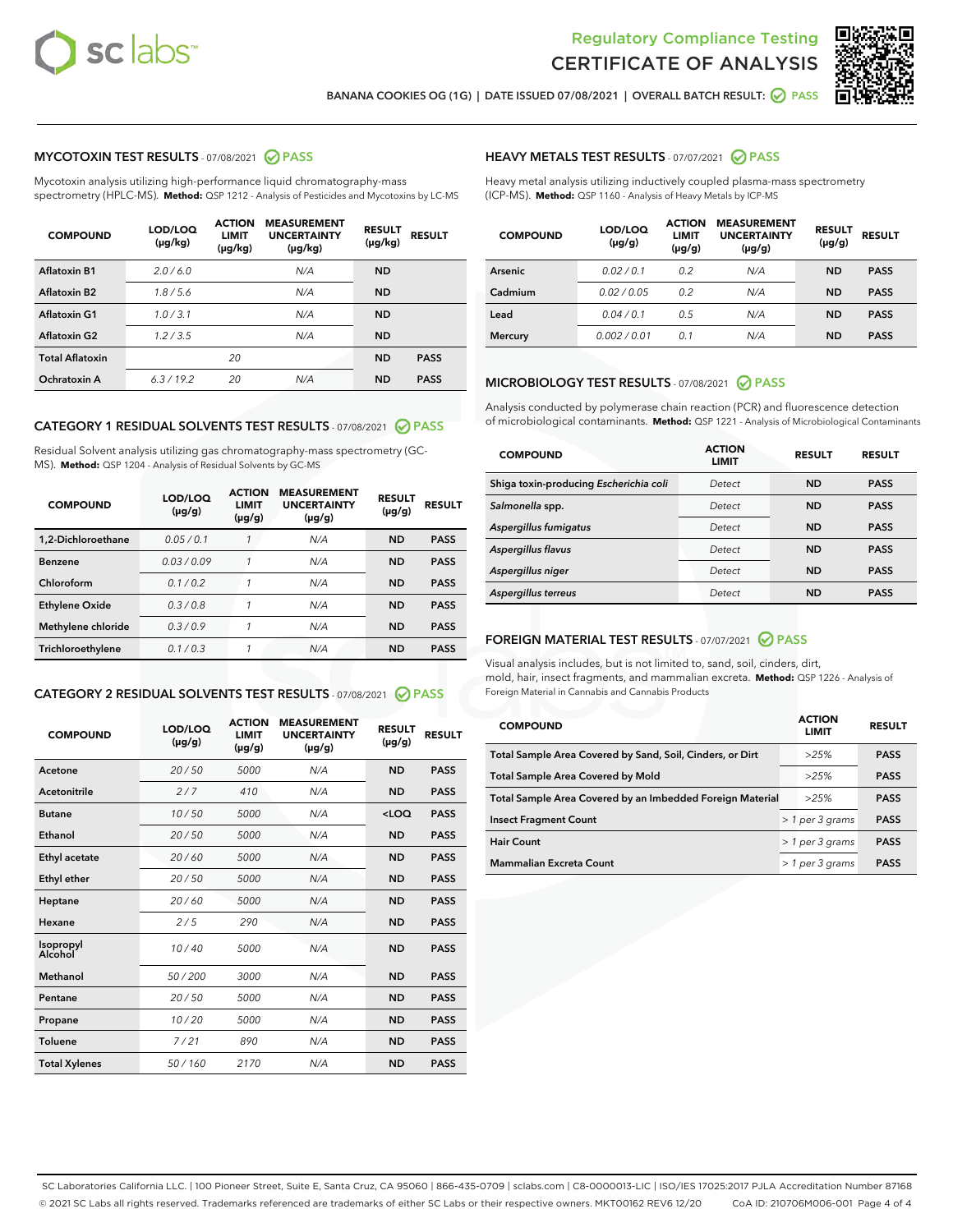Regulatory Compliance Testing
# CERTIFICATE OF ANALYSIS

BANANA COOKIES OG (1G) | DATE ISSUED 07/08/2021 | OVERALL BATCH RESULT: PASS

## MYCOTOXIN TEST RESULTS - 07/08/2021 PASS

Mycotoxin analysis utilizing high-performance liquid chromatography-mass spectrometry (HPLC-MS). **Method:** QSP 1212 - Analysis of Pesticides and Mycotoxins by LC-MS

| COMPOUND | LOD/LOQ (µg/kg) | ACTION LIMIT (µg/kg) | MEASUREMENT UNCERTAINTY (µg/kg) | RESULT (µg/kg) | RESULT |
|---|---|---|---|---|---|
| Aflatoxin B1 | 2.0 / 6.0 | | N/A | ND | |
| Aflatoxin B2 | 1.8 / 5.6 | | N/A | ND | |
| Aflatoxin G1 | 1.0 / 3.1 | | N/A | ND | |
| Aflatoxin G2 | 1.2 / 3.5 | | N/A | ND | |
| Total Aflatoxin | | 20 | | ND | PASS |
| Ochratoxin A | 6.3 / 19.2 | 20 | N/A | ND | PASS |

## CATEGORY 1 RESIDUAL SOLVENTS TEST RESULTS - 07/08/2021 PASS

Residual Solvent analysis utilizing gas chromatography-mass spectrometry (GC-MS). **Method:** QSP 1204 - Analysis of Residual Solvents by GC-MS

| COMPOUND | LOD/LOQ (µg/g) | ACTION LIMIT (µg/g) | MEASUREMENT UNCERTAINTY (µg/g) | RESULT (µg/g) | RESULT |
|---|---|---|---|---|---|
| 1,2-Dichloroethane | 0.05 / 0.1 | 1 | N/A | ND | PASS |
| Benzene | 0.03 / 0.09 | 1 | N/A | ND | PASS |
| Chloroform | 0.1 / 0.2 | 1 | N/A | ND | PASS |
| Ethylene Oxide | 0.3 / 0.8 | 1 | N/A | ND | PASS |
| Methylene chloride | 0.3 / 0.9 | 1 | N/A | ND | PASS |
| Trichloroethylene | 0.1 / 0.3 | 1 | N/A | ND | PASS |

## CATEGORY 2 RESIDUAL SOLVENTS TEST RESULTS - 07/08/2021 PASS

| COMPOUND | LOD/LOQ (µg/g) | ACTION LIMIT (µg/g) | MEASUREMENT UNCERTAINTY (µg/g) | RESULT (µg/g) | RESULT |
|---|---|---|---|---|---|
| Acetone | 20 / 50 | 5000 | N/A | ND | PASS |
| Acetonitrile | 2 / 7 | 410 | N/A | ND | PASS |
| Butane | 10 / 50 | 5000 | N/A | <LOQ | PASS |
| Ethanol | 20 / 50 | 5000 | N/A | ND | PASS |
| Ethyl acetate | 20 / 60 | 5000 | N/A | ND | PASS |
| Ethyl ether | 20 / 50 | 5000 | N/A | ND | PASS |
| Heptane | 20 / 60 | 5000 | N/A | ND | PASS |
| Hexane | 2 / 5 | 290 | N/A | ND | PASS |
| Isopropyl Alcohol | 10 / 40 | 5000 | N/A | ND | PASS |
| Methanol | 50 / 200 | 3000 | N/A | ND | PASS |
| Pentane | 20 / 50 | 5000 | N/A | ND | PASS |
| Propane | 10 / 20 | 5000 | N/A | ND | PASS |
| Toluene | 7 / 21 | 890 | N/A | ND | PASS |
| Total Xylenes | 50 / 160 | 2170 | N/A | ND | PASS |

## HEAVY METALS TEST RESULTS - 07/07/2021 PASS

Heavy metal analysis utilizing inductively coupled plasma-mass spectrometry (ICP-MS). **Method:** QSP 1160 - Analysis of Heavy Metals by ICP-MS

| COMPOUND | LOD/LOQ (µg/g) | ACTION LIMIT (µg/g) | MEASUREMENT UNCERTAINTY (µg/g) | RESULT (µg/g) | RESULT |
|---|---|---|---|---|---|
| Arsenic | 0.02 / 0.1 | 0.2 | N/A | ND | PASS |
| Cadmium | 0.02 / 0.05 | 0.2 | N/A | ND | PASS |
| Lead | 0.04 / 0.1 | 0.5 | N/A | ND | PASS |
| Mercury | 0.002 / 0.01 | 0.1 | N/A | ND | PASS |

## MICROBIOLOGY TEST RESULTS - 07/08/2021 PASS

Analysis conducted by polymerase chain reaction (PCR) and fluorescence detection of microbiological contaminants. **Method:** QSP 1221 - Analysis of Microbiological Contaminants

| COMPOUND | ACTION LIMIT | RESULT | RESULT |
|---|---|---|---|
| Shiga toxin-producing *Escherichia coli* | Detect | ND | PASS |
| *Salmonella* spp. | Detect | ND | PASS |
| *Aspergillus fumigatus* | Detect | ND | PASS |
| *Aspergillus flavus* | Detect | ND | PASS |
| *Aspergillus niger* | Detect | ND | PASS |
| *Aspergillus terreus* | Detect | ND | PASS |

## FOREIGN MATERIAL TEST RESULTS - 07/07/2021 PASS

Visual analysis includes, but is not limited to, sand, soil, cinders, dirt, mold, hair, insect fragments, and mammalian excreta. **Method:** QSP 1226 - Analysis of Foreign Material in Cannabis and Cannabis Products

| COMPOUND | ACTION LIMIT | RESULT |
|---|---|---|
| Total Sample Area Covered by Sand, Soil, Cinders, or Dirt | >25% | PASS |
| Total Sample Area Covered by Mold | >25% | PASS |
| Total Sample Area Covered by an Imbedded Foreign Material | >25% | PASS |
| Insect Fragment Count | > 1 per 3 grams | PASS |
| Hair Count | > 1 per 3 grams | PASS |
| Mammalian Excreta Count | > 1 per 3 grams | PASS |

SC Laboratories California LLC. | 100 Pioneer Street, Suite E, Santa Cruz, CA 95060 | 866-435-0709 | sclabs.com | C8-0000013-LIC | ISO/IES 17025:2017 PJLA Accreditation Number 87168
© 2021 SC Labs all rights reserved. Trademarks referenced are trademarks of either SC Labs or their respective owners. MKT00162 REV6 12/20 CoA ID: 210706M006-001